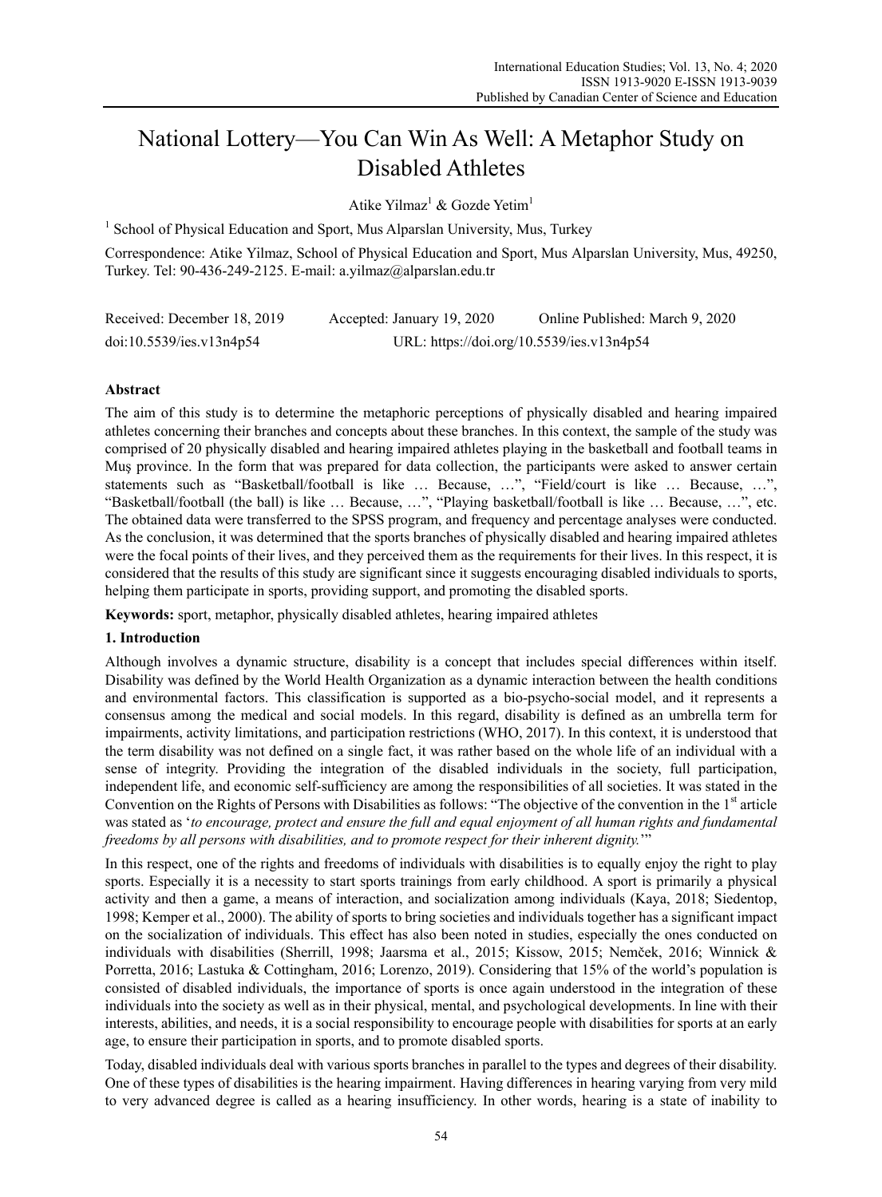# National Lottery—You Can Win As Well: A Metaphor Study on Disabled Athletes

Atike Yilmaz[1] & Gozde Yetim[1]

[1] School of Physical Education and Sport, Mus Alparslan University, Mus, Turkey

Correspondence: Atike Yilmaz, School of Physical Education and Sport, Mus Alparslan University, Mus, 49250, Turkey. Tel: 90-436-249-2125. E-mail: a.yilmaz@alparslan.edu.tr

Received: December 18, 2019 Accepted: January 19, 2020 Online Published: March 9, 2020

doi:10.5539/ies.v13n4p54 URL: https://doi.org/10.5539/ies.v13n4p54

## Abstract

The aim of this study is to determine the metaphoric perceptions of physically disabled and hearing impaired athletes concerning their branches and concepts about these branches. In this context, the sample of the study was comprised of 20 physically disabled and hearing impaired athletes playing in the basketball and football teams in Muş province. In the form that was prepared for data collection, the participants were asked to answer certain statements such as "Basketball/football is like … Because, …", "Field/court is like … Because, …", "Basketball/football (the ball) is like … Because, …", "Playing basketball/football is like … Because, …", etc. The obtained data were transferred to the SPSS program, and frequency and percentage analyses were conducted. As the conclusion, it was determined that the sports branches of physically disabled and hearing impaired athletes were the focal points of their lives, and they perceived them as the requirements for their lives. In this respect, it is considered that the results of this study are significant since it suggests encouraging disabled individuals to sports, helping them participate in sports, providing support, and promoting the disabled sports.

**Keywords:** sport, metaphor, physically disabled athletes, hearing impaired athletes

## 1. Introduction

Although involves a dynamic structure, disability is a concept that includes special differences within itself. Disability was defined by the World Health Organization as a dynamic interaction between the health conditions and environmental factors. This classification is supported as a bio-psycho-social model, and it represents a consensus among the medical and social models. In this regard, disability is defined as an umbrella term for impairments, activity limitations, and participation restrictions (WHO, 2017). In this context, it is understood that the term disability was not defined on a single fact, it was rather based on the whole life of an individual with a sense of integrity. Providing the integration of the disabled individuals in the society, full participation, independent life, and economic self-sufficiency are among the responsibilities of all societies. It was stated in the Convention on the Rights of Persons with Disabilities as follows: "The objective of the convention in the 1st article was stated as '*to encourage, protect and ensure the full and equal enjoyment of all human rights and fundamental freedoms by all persons with disabilities, and to promote respect for their inherent dignity.*'"

In this respect, one of the rights and freedoms of individuals with disabilities is to equally enjoy the right to play sports. Especially it is a necessity to start sports trainings from early childhood. A sport is primarily a physical activity and then a game, a means of interaction, and socialization among individuals (Kaya, 2018; Siedentop, 1998; Kemper et al., 2000). The ability of sports to bring societies and individuals together has a significant impact on the socialization of individuals. This effect has also been noted in studies, especially the ones conducted on individuals with disabilities (Sherrill, 1998; Jaarsma et al., 2015; Kissow, 2015; Nemček, 2016; Winnick & Porretta, 2016; Lastuka & Cottingham, 2016; Lorenzo, 2019). Considering that 15% of the world's population is consisted of disabled individuals, the importance of sports is once again understood in the integration of these individuals into the society as well as in their physical, mental, and psychological developments. In line with their interests, abilities, and needs, it is a social responsibility to encourage people with disabilities for sports at an early age, to ensure their participation in sports, and to promote disabled sports.

Today, disabled individuals deal with various sports branches in parallel to the types and degrees of their disability. One of these types of disabilities is the hearing impairment. Having differences in hearing varying from very mild to very advanced degree is called as a hearing insufficiency. In other words, hearing is a state of inability to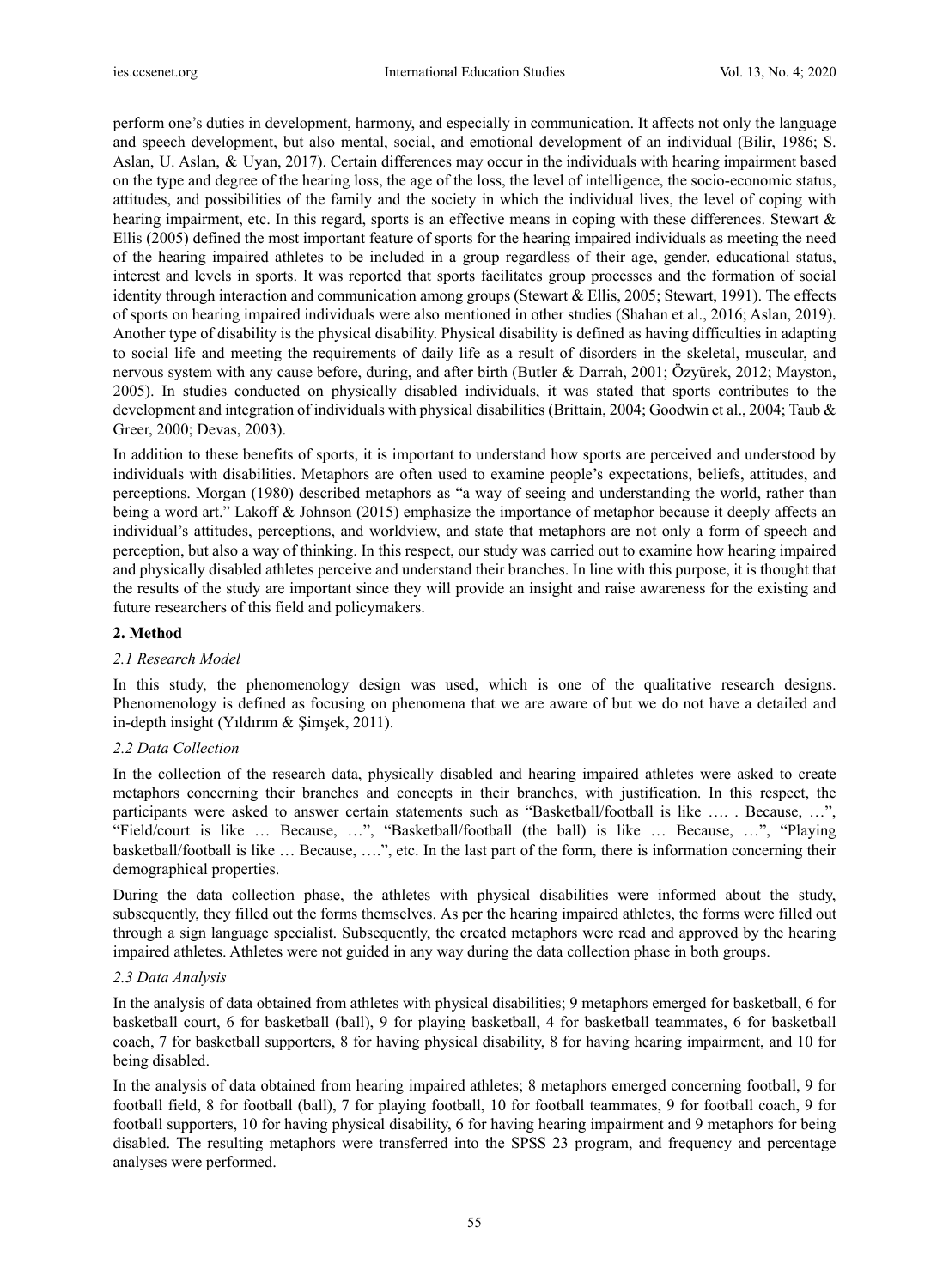perform one's duties in development, harmony, and especially in communication. It affects not only the language and speech development, but also mental, social, and emotional development of an individual (Bilir, 1986; S. Aslan, U. Aslan, & Uyan, 2017). Certain differences may occur in the individuals with hearing impairment based on the type and degree of the hearing loss, the age of the loss, the level of intelligence, the socio-economic status, attitudes, and possibilities of the family and the society in which the individual lives, the level of coping with hearing impairment, etc. In this regard, sports is an effective means in coping with these differences. Stewart & Ellis (2005) defined the most important feature of sports for the hearing impaired individuals as meeting the need of the hearing impaired athletes to be included in a group regardless of their age, gender, educational status, interest and levels in sports. It was reported that sports facilitates group processes and the formation of social identity through interaction and communication among groups (Stewart & Ellis, 2005; Stewart, 1991). The effects of sports on hearing impaired individuals were also mentioned in other studies (Shahan et al., 2016; Aslan, 2019). Another type of disability is the physical disability. Physical disability is defined as having difficulties in adapting to social life and meeting the requirements of daily life as a result of disorders in the skeletal, muscular, and nervous system with any cause before, during, and after birth (Butler & Darrah, 2001; Özyürek, 2012; Mayston, 2005). In studies conducted on physically disabled individuals, it was stated that sports contributes to the development and integration of individuals with physical disabilities (Brittain, 2004; Goodwin et al., 2004; Taub & Greer, 2000; Devas, 2003).

In addition to these benefits of sports, it is important to understand how sports are perceived and understood by individuals with disabilities. Metaphors are often used to examine people's expectations, beliefs, attitudes, and perceptions. Morgan (1980) described metaphors as "a way of seeing and understanding the world, rather than being a word art." Lakoff & Johnson (2015) emphasize the importance of metaphor because it deeply affects an individual's attitudes, perceptions, and worldview, and state that metaphors are not only a form of speech and perception, but also a way of thinking. In this respect, our study was carried out to examine how hearing impaired and physically disabled athletes perceive and understand their branches. In line with this purpose, it is thought that the results of the study are important since they will provide an insight and raise awareness for the existing and future researchers of this field and policymakers.

## 2. Method

### *2.1 Research Model*

In this study, the phenomenology design was used, which is one of the qualitative research designs. Phenomenology is defined as focusing on phenomena that we are aware of but we do not have a detailed and in-depth insight (Yıldırım & Şimşek, 2011).

### *2.2 Data Collection*

In the collection of the research data, physically disabled and hearing impaired athletes were asked to create metaphors concerning their branches and concepts in their branches, with justification. In this respect, the participants were asked to answer certain statements such as "Basketball/football is like …. . Because, …", "Field/court is like … Because, …", "Basketball/football (the ball) is like … Because, …", "Playing basketball/football is like … Because, ….", etc. In the last part of the form, there is information concerning their demographical properties.

During the data collection phase, the athletes with physical disabilities were informed about the study, subsequently, they filled out the forms themselves. As per the hearing impaired athletes, the forms were filled out through a sign language specialist. Subsequently, the created metaphors were read and approved by the hearing impaired athletes. Athletes were not guided in any way during the data collection phase in both groups.

### *2.3 Data Analysis*

In the analysis of data obtained from athletes with physical disabilities; 9 metaphors emerged for basketball, 6 for basketball court, 6 for basketball (ball), 9 for playing basketball, 4 for basketball teammates, 6 for basketball coach, 7 for basketball supporters, 8 for having physical disability, 8 for having hearing impairment, and 10 for being disabled.

In the analysis of data obtained from hearing impaired athletes; 8 metaphors emerged concerning football, 9 for football field, 8 for football (ball), 7 for playing football, 10 for football teammates, 9 for football coach, 9 for football supporters, 10 for having physical disability, 6 for having hearing impairment and 9 metaphors for being disabled. The resulting metaphors were transferred into the SPSS 23 program, and frequency and percentage analyses were performed.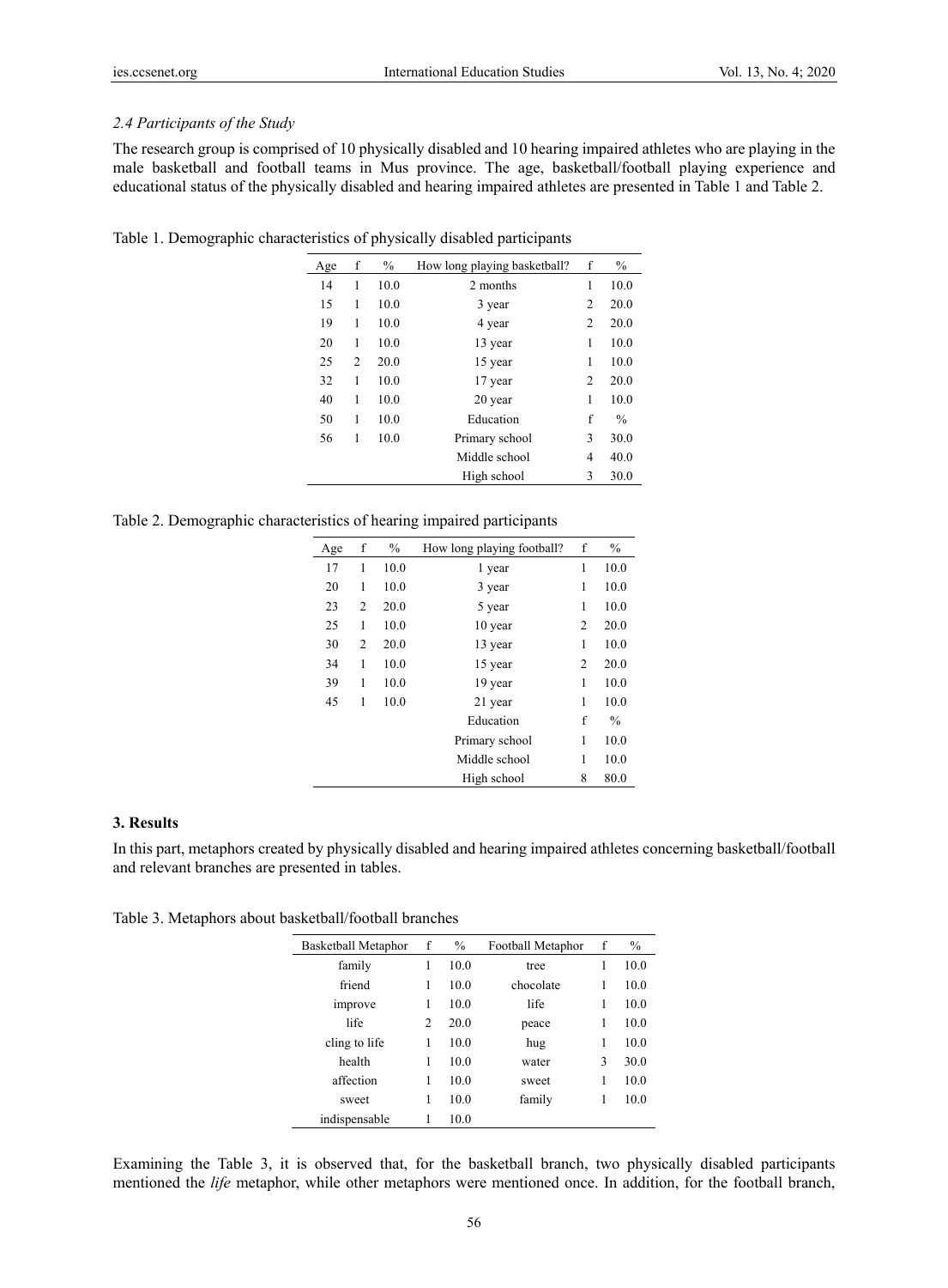### *2.4 Participants of the Study*

The research group is comprised of 10 physically disabled and 10 hearing impaired athletes who are playing in the male basketball and football teams in Mus province. The age, basketball/football playing experience and educational status of the physically disabled and hearing impaired athletes are presented in Table 1 and Table 2.

Table 1. Demographic characteristics of physically disabled participants

| Age | f | % | How long playing basketball? | f | % |
|---|---|---|---|---|---|
| 14 | 1 | 10.0 | 2 months | 1 | 10.0 |
| 15 | 1 | 10.0 | 3 year | 2 | 20.0 |
| 19 | 1 | 10.0 | 4 year | 2 | 20.0 |
| 20 | 1 | 10.0 | 13 year | 1 | 10.0 |
| 25 | 2 | 20.0 | 15 year | 1 | 10.0 |
| 32 | 1 | 10.0 | 17 year | 2 | 20.0 |
| 40 | 1 | 10.0 | 20 year | 1 | 10.0 |
| 50 | 1 | 10.0 | Education | f | % |
| 56 | 1 | 10.0 | Primary school | 3 | 30.0 |
| | | | Middle school | 4 | 40.0 |
| | | | High school | 3 | 30.0 |

Table 2. Demographic characteristics of hearing impaired participants

| Age | f | % | How long playing football? | f | % |
|---|---|---|---|---|---|
| 17 | 1 | 10.0 | 1 year | 1 | 10.0 |
| 20 | 1 | 10.0 | 3 year | 1 | 10.0 |
| 23 | 2 | 20.0 | 5 year | 1 | 10.0 |
| 25 | 1 | 10.0 | 10 year | 2 | 20.0 |
| 30 | 2 | 20.0 | 13 year | 1 | 10.0 |
| 34 | 1 | 10.0 | 15 year | 2 | 20.0 |
| 39 | 1 | 10.0 | 19 year | 1 | 10.0 |
| 45 | 1 | 10.0 | 21 year | 1 | 10.0 |
| | | | Education | f | % |
| | | | Primary school | 1 | 10.0 |
| | | | Middle school | 1 | 10.0 |
| | | | High school | 8 | 80.0 |

## 3. Results

In this part, metaphors created by physically disabled and hearing impaired athletes concerning basketball/football and relevant branches are presented in tables.

Table 3. Metaphors about basketball/football branches

| Basketball Metaphor | f | % | Football Metaphor | f | % |
|---|---|---|---|---|---|
| family | 1 | 10.0 | tree | 1 | 10.0 |
| friend | 1 | 10.0 | chocolate | 1 | 10.0 |
| improve | 1 | 10.0 | life | 1 | 10.0 |
| life | 2 | 20.0 | peace | 1 | 10.0 |
| cling to life | 1 | 10.0 | hug | 1 | 10.0 |
| health | 1 | 10.0 | water | 3 | 30.0 |
| affection | 1 | 10.0 | sweet | 1 | 10.0 |
| sweet | 1 | 10.0 | family | 1 | 10.0 |
| indispensable | 1 | 10.0 | | | |

Examining the Table 3, it is observed that, for the basketball branch, two physically disabled participants mentioned the *life* metaphor, while other metaphors were mentioned once. In addition, for the football branch,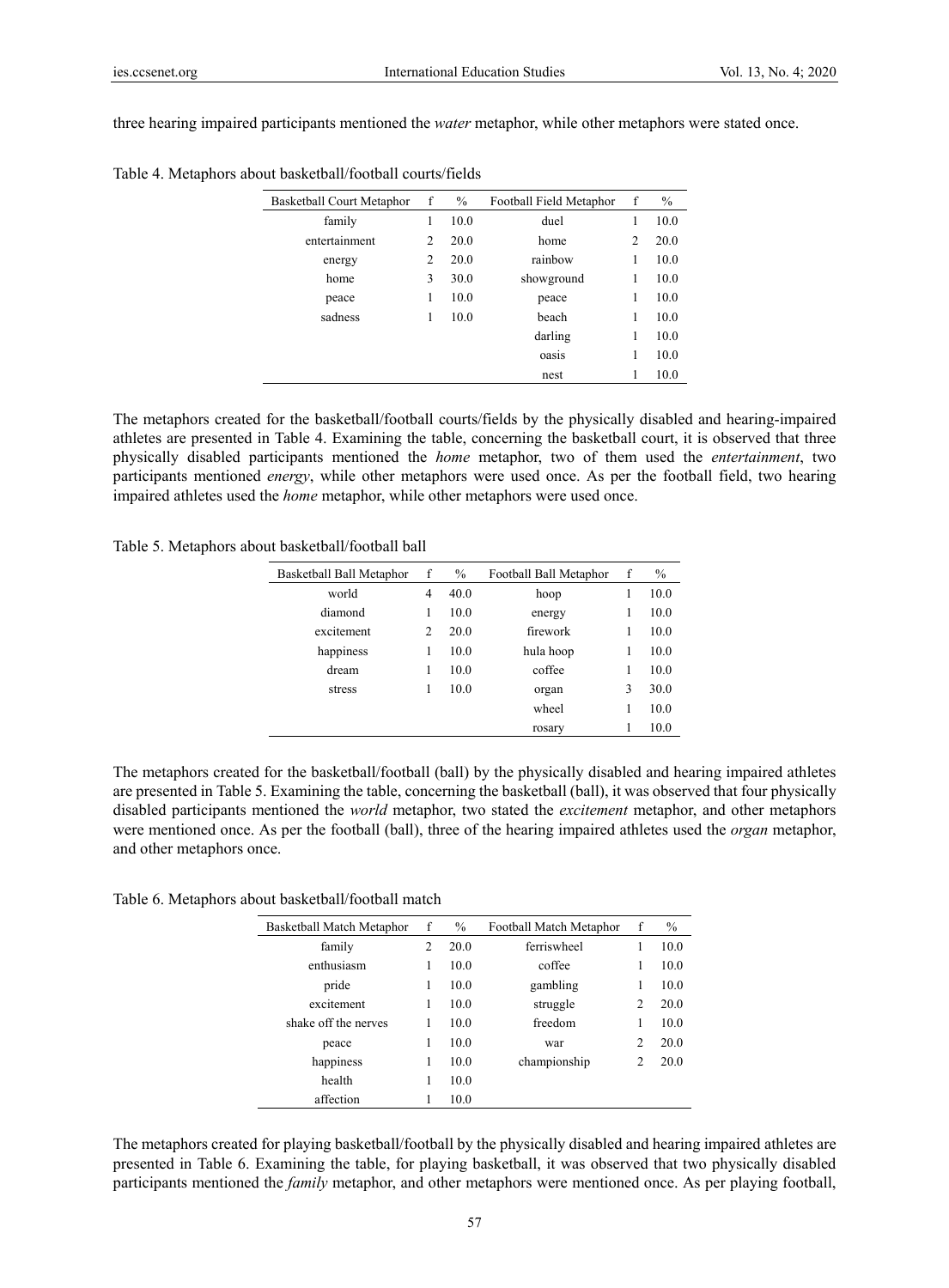three hearing impaired participants mentioned the *water* metaphor, while other metaphors were stated once.

Table 4. Metaphors about basketball/football courts/fields

| Basketball Court Metaphor | f | % | Football Field Metaphor | f | % |
|---|---|---|---|---|---|
| family | 1 | 10.0 | duel | 1 | 10.0 |
| entertainment | 2 | 20.0 | home | 2 | 20.0 |
| energy | 2 | 20.0 | rainbow | 1 | 10.0 |
| home | 3 | 30.0 | showground | 1 | 10.0 |
| peace | 1 | 10.0 | peace | 1 | 10.0 |
| sadness | 1 | 10.0 | beach | 1 | 10.0 |
| | | | darling | 1 | 10.0 |
| | | | oasis | 1 | 10.0 |
| | | | nest | 1 | 10.0 |

The metaphors created for the basketball/football courts/fields by the physically disabled and hearing-impaired athletes are presented in Table 4. Examining the table, concerning the basketball court, it is observed that three physically disabled participants mentioned the *home* metaphor, two of them used the *entertainment*, two participants mentioned *energy*, while other metaphors were used once. As per the football field, two hearing impaired athletes used the *home* metaphor, while other metaphors were used once.

Table 5. Metaphors about basketball/football ball

| Basketball Ball Metaphor | f | % | Football Ball Metaphor | f | % |
|---|---|---|---|---|---|
| world | 4 | 40.0 | hoop | 1 | 10.0 |
| diamond | 1 | 10.0 | energy | 1 | 10.0 |
| excitement | 2 | 20.0 | firework | 1 | 10.0 |
| happiness | 1 | 10.0 | hula hoop | 1 | 10.0 |
| dream | 1 | 10.0 | coffee | 1 | 10.0 |
| stress | 1 | 10.0 | organ | 3 | 30.0 |
| | | | wheel | 1 | 10.0 |
| | | | rosary | 1 | 10.0 |

The metaphors created for the basketball/football (ball) by the physically disabled and hearing impaired athletes are presented in Table 5. Examining the table, concerning the basketball (ball), it was observed that four physically disabled participants mentioned the *world* metaphor, two stated the *excitement* metaphor, and other metaphors were mentioned once. As per the football (ball), three of the hearing impaired athletes used the *organ* metaphor, and other metaphors once.

Table 6. Metaphors about basketball/football match

| Basketball Match Metaphor | f | % | Football Match Metaphor | f | % |
|---|---|---|---|---|---|
| family | 2 | 20.0 | ferriswheel | 1 | 10.0 |
| enthusiasm | 1 | 10.0 | coffee | 1 | 10.0 |
| pride | 1 | 10.0 | gambling | 1 | 10.0 |
| excitement | 1 | 10.0 | struggle | 2 | 20.0 |
| shake off the nerves | 1 | 10.0 | freedom | 1 | 10.0 |
| peace | 1 | 10.0 | war | 2 | 20.0 |
| happiness | 1 | 10.0 | championship | 2 | 20.0 |
| health | 1 | 10.0 | | | |
| affection | 1 | 10.0 | | | |

The metaphors created for playing basketball/football by the physically disabled and hearing impaired athletes are presented in Table 6. Examining the table, for playing basketball, it was observed that two physically disabled participants mentioned the *family* metaphor, and other metaphors were mentioned once. As per playing football,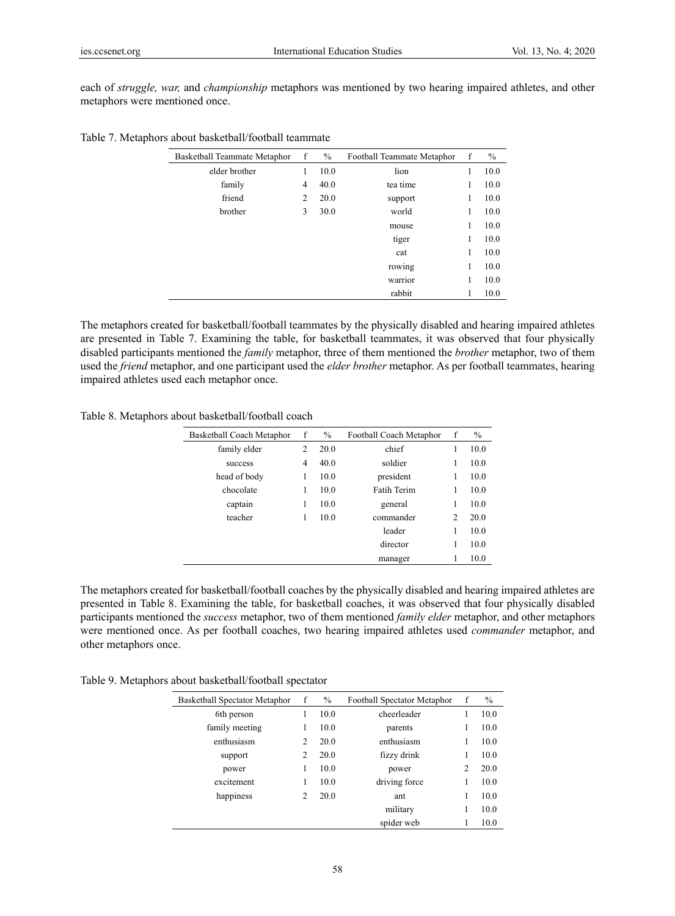each of *struggle, war,* and *championship* metaphors was mentioned by two hearing impaired athletes, and other metaphors were mentioned once.

Table 7. Metaphors about basketball/football teammate

| Basketball Teammate Metaphor | f | % | Football Teammate Metaphor | f | % |
|---|---|---|---|---|---|
| elder brother | 1 | 10.0 | lion | 1 | 10.0 |
| family | 4 | 40.0 | tea time | 1 | 10.0 |
| friend | 2 | 20.0 | support | 1 | 10.0 |
| brother | 3 | 30.0 | world | 1 | 10.0 |
| | | | mouse | 1 | 10.0 |
| | | | tiger | 1 | 10.0 |
| | | | cat | 1 | 10.0 |
| | | | rowing | 1 | 10.0 |
| | | | warrior | 1 | 10.0 |
| | | | rabbit | 1 | 10.0 |

The metaphors created for basketball/football teammates by the physically disabled and hearing impaired athletes are presented in Table 7. Examining the table, for basketball teammates, it was observed that four physically disabled participants mentioned the *family* metaphor, three of them mentioned the *brother* metaphor, two of them used the *friend* metaphor, and one participant used the *elder brother* metaphor. As per football teammates, hearing impaired athletes used each metaphor once.

Table 8. Metaphors about basketball/football coach

| Basketball Coach Metaphor | f | % | Football Coach Metaphor | f | % |
|---|---|---|---|---|---|
| family elder | 2 | 20.0 | chief | 1 | 10.0 |
| success | 4 | 40.0 | soldier | 1 | 10.0 |
| head of body | 1 | 10.0 | president | 1 | 10.0 |
| chocolate | 1 | 10.0 | Fatih Terim | 1 | 10.0 |
| captain | 1 | 10.0 | general | 1 | 10.0 |
| teacher | 1 | 10.0 | commander | 2 | 20.0 |
| | | | leader | 1 | 10.0 |
| | | | director | 1 | 10.0 |
| | | | manager | 1 | 10.0 |

The metaphors created for basketball/football coaches by the physically disabled and hearing impaired athletes are presented in Table 8. Examining the table, for basketball coaches, it was observed that four physically disabled participants mentioned the *success* metaphor, two of them mentioned *family elder* metaphor, and other metaphors were mentioned once. As per football coaches, two hearing impaired athletes used *commander* metaphor, and other metaphors once.

Table 9. Metaphors about basketball/football spectator

| Basketball Spectator Metaphor | f | % | Football Spectator Metaphor | f | % |
|---|---|---|---|---|---|
| 6th person | 1 | 10.0 | cheerleader | 1 | 10.0 |
| family meeting | 1 | 10.0 | parents | 1 | 10.0 |
| enthusiasm | 2 | 20.0 | enthusiasm | 1 | 10.0 |
| support | 2 | 20.0 | fizzy drink | 1 | 10.0 |
| power | 1 | 10.0 | power | 2 | 20.0 |
| excitement | 1 | 10.0 | driving force | 1 | 10.0 |
| happiness | 2 | 20.0 | ant | 1 | 10.0 |
| | | | military | 1 | 10.0 |
| | | | spider web | 1 | 10.0 |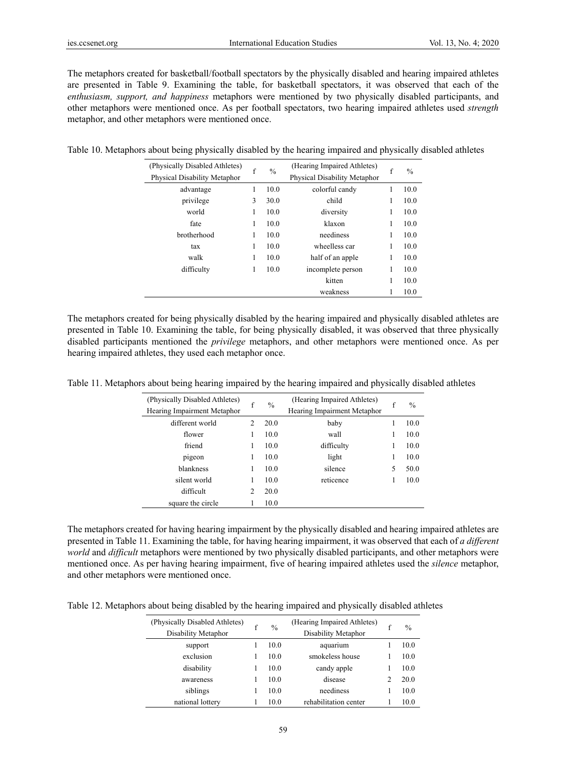The metaphors created for basketball/football spectators by the physically disabled and hearing impaired athletes are presented in Table 9. Examining the table, for basketball spectators, it was observed that each of the *enthusiasm, support, and happiness* metaphors were mentioned by two physically disabled participants, and other metaphors were mentioned once. As per football spectators, two hearing impaired athletes used *strength* metaphor, and other metaphors were mentioned once.

Table 10. Metaphors about being physically disabled by the hearing impaired and physically disabled athletes

| (Physically Disabled Athletes) Physical Disability Metaphor | f | % | (Hearing Impaired Athletes) Physical Disability Metaphor | f | % |
|---|---|---|---|---|---|
| advantage | 1 | 10.0 | colorful candy | 1 | 10.0 |
| privilege | 3 | 30.0 | child | 1 | 10.0 |
| world | 1 | 10.0 | diversity | 1 | 10.0 |
| fate | 1 | 10.0 | klaxon | 1 | 10.0 |
| brotherhood | 1 | 10.0 | neediness | 1 | 10.0 |
| tax | 1 | 10.0 | wheelless car | 1 | 10.0 |
| walk | 1 | 10.0 | half of an apple | 1 | 10.0 |
| difficulty | 1 | 10.0 | incomplete person | 1 | 10.0 |
| | | | kitten | 1 | 10.0 |
| | | | weakness | 1 | 10.0 |

The metaphors created for being physically disabled by the hearing impaired and physically disabled athletes are presented in Table 10. Examining the table, for being physically disabled, it was observed that three physically disabled participants mentioned the *privilege* metaphors, and other metaphors were mentioned once. As per hearing impaired athletes, they used each metaphor once.

Table 11. Metaphors about being hearing impaired by the hearing impaired and physically disabled athletes

| (Physically Disabled Athletes) Hearing Impairment Metaphor | f | % | (Hearing Impaired Athletes) Hearing Impairment Metaphor | f | % |
|---|---|---|---|---|---|
| different world | 2 | 20.0 | baby | 1 | 10.0 |
| flower | 1 | 10.0 | wall | 1 | 10.0 |
| friend | 1 | 10.0 | difficulty | 1 | 10.0 |
| pigeon | 1 | 10.0 | light | 1 | 10.0 |
| blankness | 1 | 10.0 | silence | 5 | 50.0 |
| silent world | 1 | 10.0 | reticence | 1 | 10.0 |
| difficult | 2 | 20.0 | | | |
| square the circle | 1 | 10.0 | | | |

The metaphors created for having hearing impairment by the physically disabled and hearing impaired athletes are presented in Table 11. Examining the table, for having hearing impairment, it was observed that each of *a different world* and *difficult* metaphors were mentioned by two physically disabled participants, and other metaphors were mentioned once. As per having hearing impairment, five of hearing impaired athletes used the *silence* metaphor, and other metaphors were mentioned once.

Table 12. Metaphors about being disabled by the hearing impaired and physically disabled athletes

| (Physically Disabled Athletes) Disability Metaphor | f | % | (Hearing Impaired Athletes) Disability Metaphor | f | % |
|---|---|---|---|---|---|
| support | 1 | 10.0 | aquarium | 1 | 10.0 |
| exclusion | 1 | 10.0 | smokeless house | 1 | 10.0 |
| disability | 1 | 10.0 | candy apple | 1 | 10.0 |
| awareness | 1 | 10.0 | disease | 2 | 20.0 |
| siblings | 1 | 10.0 | neediness | 1 | 10.0 |
| national lottery | 1 | 10.0 | rehabilitation center | 1 | 10.0 |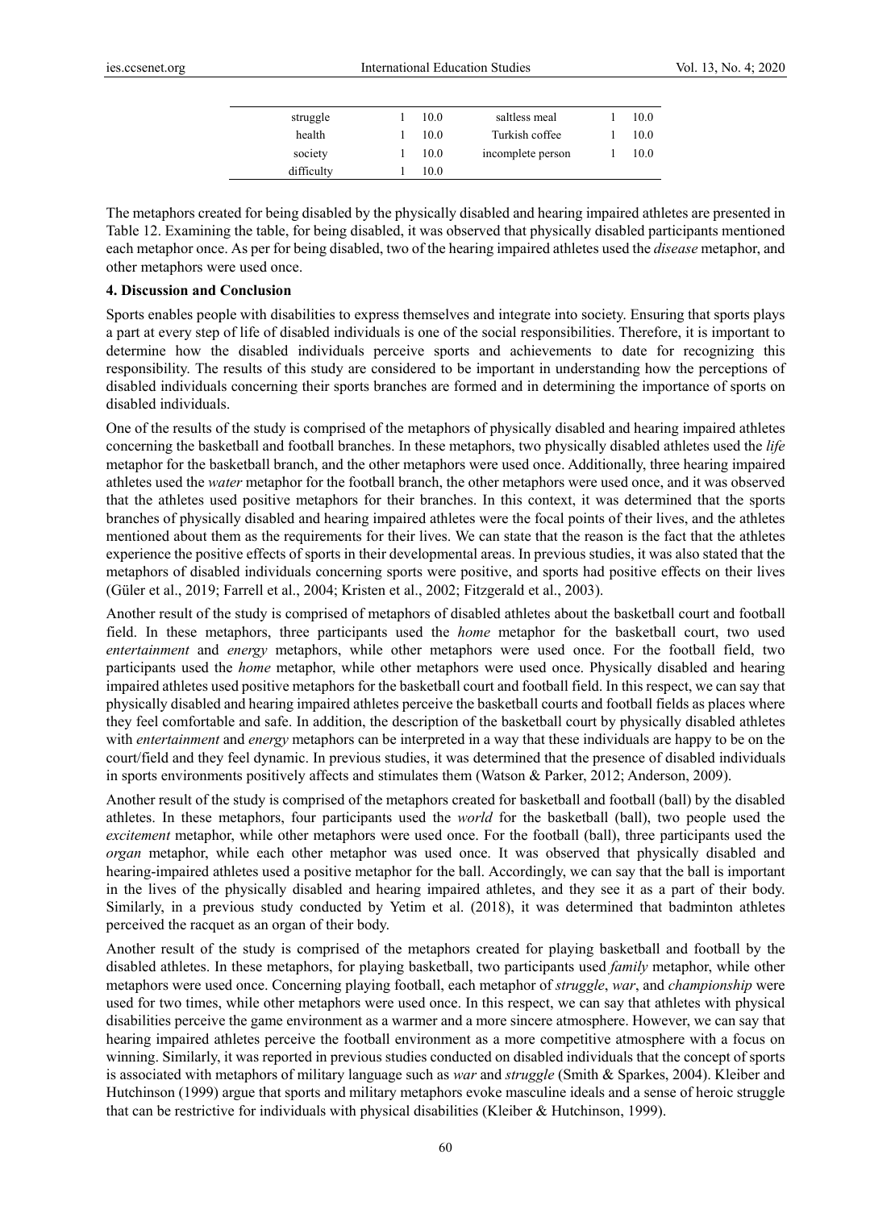| struggle | 1 | 10.0 | saltless meal | 1 | 10.0 |
|---|---|---|---|---|---|
| health | 1 | 10.0 | Turkish coffee | 1 | 10.0 |
| society | 1 | 10.0 | incomplete person | 1 | 10.0 |
| difficulty | 1 | 10.0 | | | |

The metaphors created for being disabled by the physically disabled and hearing impaired athletes are presented in Table 12. Examining the table, for being disabled, it was observed that physically disabled participants mentioned each metaphor once. As per for being disabled, two of the hearing impaired athletes used the *disease* metaphor, and other metaphors were used once.

**4. Discussion and Conclusion**

Sports enables people with disabilities to express themselves and integrate into society. Ensuring that sports plays a part at every step of life of disabled individuals is one of the social responsibilities. Therefore, it is important to determine how the disabled individuals perceive sports and achievements to date for recognizing this responsibility. The results of this study are considered to be important in understanding how the perceptions of disabled individuals concerning their sports branches are formed and in determining the importance of sports on disabled individuals.

One of the results of the study is comprised of the metaphors of physically disabled and hearing impaired athletes concerning the basketball and football branches. In these metaphors, two physically disabled athletes used the *life* metaphor for the basketball branch, and the other metaphors were used once. Additionally, three hearing impaired athletes used the *water* metaphor for the football branch, the other metaphors were used once, and it was observed that the athletes used positive metaphors for their branches. In this context, it was determined that the sports branches of physically disabled and hearing impaired athletes were the focal points of their lives, and the athletes mentioned about them as the requirements for their lives. We can state that the reason is the fact that the athletes experience the positive effects of sports in their developmental areas. In previous studies, it was also stated that the metaphors of disabled individuals concerning sports were positive, and sports had positive effects on their lives (Güler et al., 2019; Farrell et al., 2004; Kristen et al., 2002; Fitzgerald et al., 2003).

Another result of the study is comprised of metaphors of disabled athletes about the basketball court and football field. In these metaphors, three participants used the *home* metaphor for the basketball court, two used *entertainment* and *energy* metaphors, while other metaphors were used once. For the football field, two participants used the *home* metaphor, while other metaphors were used once. Physically disabled and hearing impaired athletes used positive metaphors for the basketball court and football field. In this respect, we can say that physically disabled and hearing impaired athletes perceive the basketball courts and football fields as places where they feel comfortable and safe. In addition, the description of the basketball court by physically disabled athletes with *entertainment* and *energy* metaphors can be interpreted in a way that these individuals are happy to be on the court/field and they feel dynamic. In previous studies, it was determined that the presence of disabled individuals in sports environments positively affects and stimulates them (Watson & Parker, 2012; Anderson, 2009).

Another result of the study is comprised of the metaphors created for basketball and football (ball) by the disabled athletes. In these metaphors, four participants used the *world* for the basketball (ball), two people used the *excitement* metaphor, while other metaphors were used once. For the football (ball), three participants used the *organ* metaphor, while each other metaphor was used once. It was observed that physically disabled and hearing-impaired athletes used a positive metaphor for the ball. Accordingly, we can say that the ball is important in the lives of the physically disabled and hearing impaired athletes, and they see it as a part of their body. Similarly, in a previous study conducted by Yetim et al. (2018), it was determined that badminton athletes perceived the racquet as an organ of their body.

Another result of the study is comprised of the metaphors created for playing basketball and football by the disabled athletes. In these metaphors, for playing basketball, two participants used *family* metaphor, while other metaphors were used once. Concerning playing football, each metaphor of *struggle*, *war*, and *championship* were used for two times, while other metaphors were used once. In this respect, we can say that athletes with physical disabilities perceive the game environment as a warmer and a more sincere atmosphere. However, we can say that hearing impaired athletes perceive the football environment as a more competitive atmosphere with a focus on winning. Similarly, it was reported in previous studies conducted on disabled individuals that the concept of sports is associated with metaphors of military language such as *war* and *struggle* (Smith & Sparkes, 2004). Kleiber and Hutchinson (1999) argue that sports and military metaphors evoke masculine ideals and a sense of heroic struggle that can be restrictive for individuals with physical disabilities (Kleiber & Hutchinson, 1999).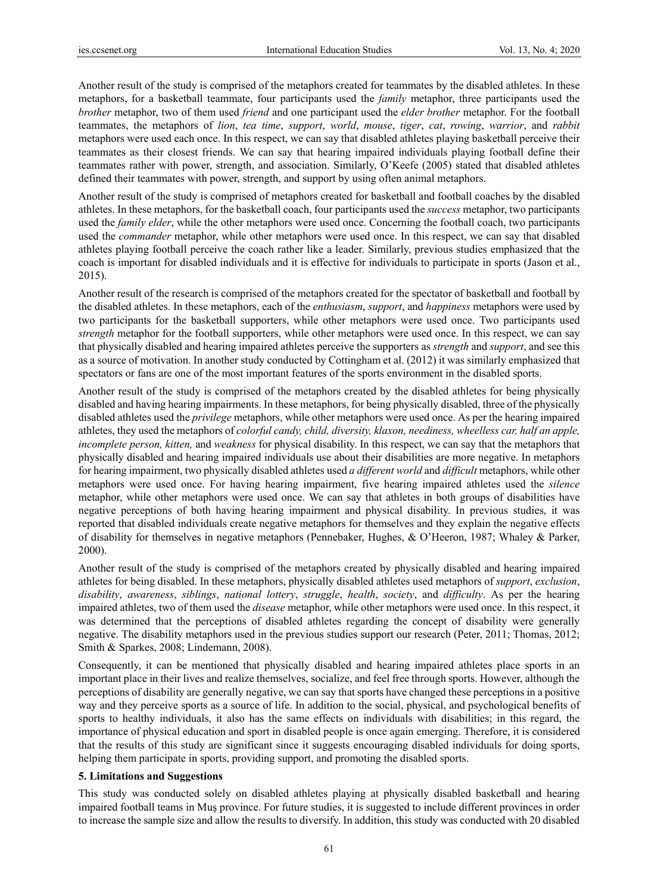Another result of the study is comprised of the metaphors created for teammates by the disabled athletes. In these metaphors, for a basketball teammate, four participants used the *family* metaphor, three participants used the *brother* metaphor, two of them used *friend* and one participant used the *elder brother* metaphor. For the football teammates, the metaphors of *lion*, *tea time*, *support*, *world*, *mouse*, *tiger*, *cat*, *rowing*, *warrior*, and *rabbit* metaphors were used each once. In this respect, we can say that disabled athletes playing basketball perceive their teammates as their closest friends. We can say that hearing impaired individuals playing football define their teammates rather with power, strength, and association. Similarly, O'Keefe (2005) stated that disabled athletes defined their teammates with power, strength, and support by using often animal metaphors.

Another result of the study is comprised of metaphors created for basketball and football coaches by the disabled athletes. In these metaphors, for the basketball coach, four participants used the *success* metaphor, two participants used the *family elder*, while the other metaphors were used once. Concerning the football coach, two participants used the *commander* metaphor, while other metaphors were used once. In this respect, we can say that disabled athletes playing football perceive the coach rather like a leader. Similarly, previous studies emphasized that the coach is important for disabled individuals and it is effective for individuals to participate in sports (Jason et al., 2015).

Another result of the research is comprised of the metaphors created for the spectator of basketball and football by the disabled athletes. In these metaphors, each of the *enthusiasm*, *support*, and *happiness* metaphors were used by two participants for the basketball supporters, while other metaphors were used once. Two participants used *strength* metaphor for the football supporters, while other metaphors were used once. In this respect, we can say that physically disabled and hearing impaired athletes perceive the supporters as *strength* and *support*, and see this as a source of motivation. In another study conducted by Cottingham et al. (2012) it was similarly emphasized that spectators or fans are one of the most important features of the sports environment in the disabled sports.

Another result of the study is comprised of the metaphors created by the disabled athletes for being physically disabled and having hearing impairments. In these metaphors, for being physically disabled, three of the physically disabled athletes used the *privilege* metaphors, while other metaphors were used once. As per the hearing impaired athletes, they used the metaphors of *colorful candy, child, diversity, klaxon, neediness, wheelless car, half an apple, incomplete person, kitten,* and *weakness* for physical disability. In this respect, we can say that the metaphors that physically disabled and hearing impaired individuals use about their disabilities are more negative. In metaphors for hearing impairment, two physically disabled athletes used *a different world* and *difficult* metaphors, while other metaphors were used once. For having hearing impairment, five hearing impaired athletes used the *silence* metaphor, while other metaphors were used once. We can say that athletes in both groups of disabilities have negative perceptions of both having hearing impairment and physical disability. In previous studies, it was reported that disabled individuals create negative metaphors for themselves and they explain the negative effects of disability for themselves in negative metaphors (Pennebaker, Hughes, & O'Heeron, 1987; Whaley & Parker, 2000).

Another result of the study is comprised of the metaphors created by physically disabled and hearing impaired athletes for being disabled. In these metaphors, physically disabled athletes used metaphors of *support*, *exclusion*, *disability*, *awareness*, *siblings*, *national lottery*, *struggle*, *health*, *society*, and *difficulty*. As per the hearing impaired athletes, two of them used the *disease* metaphor, while other metaphors were used once. In this respect, it was determined that the perceptions of disabled athletes regarding the concept of disability were generally negative. The disability metaphors used in the previous studies support our research (Peter, 2011; Thomas, 2012; Smith & Sparkes, 2008; Lindemann, 2008).

Consequently, it can be mentioned that physically disabled and hearing impaired athletes place sports in an important place in their lives and realize themselves, socialize, and feel free through sports. However, although the perceptions of disability are generally negative, we can say that sports have changed these perceptions in a positive way and they perceive sports as a source of life. In addition to the social, physical, and psychological benefits of sports to healthy individuals, it also has the same effects on individuals with disabilities; in this regard, the importance of physical education and sport in disabled people is once again emerging. Therefore, it is considered that the results of this study are significant since it suggests encouraging disabled individuals for doing sports, helping them participate in sports, providing support, and promoting the disabled sports.

## 5. Limitations and Suggestions

This study was conducted solely on disabled athletes playing at physically disabled basketball and hearing impaired football teams in Muş province. For future studies, it is suggested to include different provinces in order to increase the sample size and allow the results to diversify. In addition, this study was conducted with 20 disabled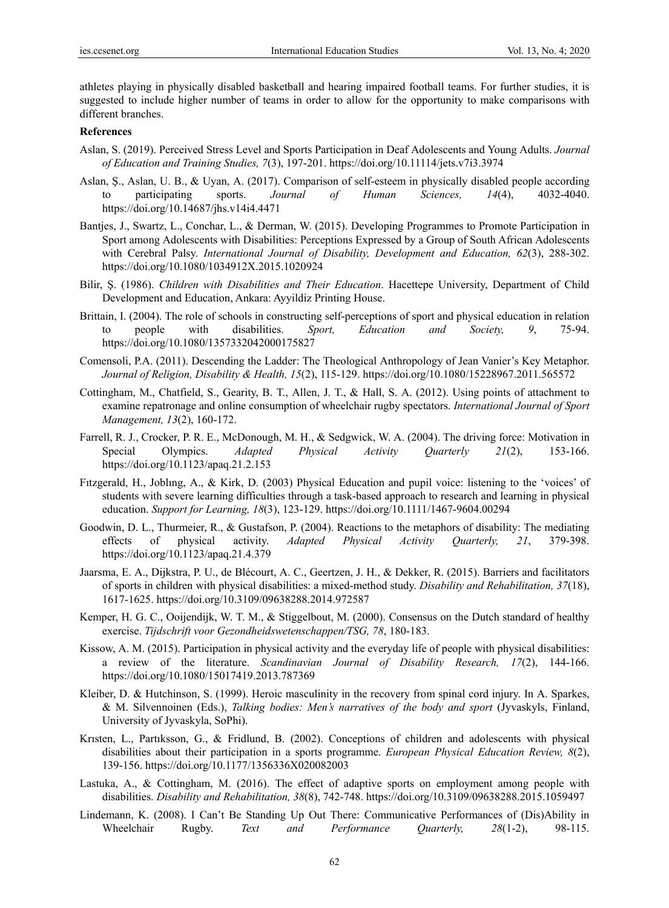athletes playing in physically disabled basketball and hearing impaired football teams. For further studies, it is suggested to include higher number of teams in order to allow for the opportunity to make comparisons with different branches.

**References**

Aslan, S. (2019). Perceived Stress Level and Sports Participation in Deaf Adolescents and Young Adults. *Journal of Education and Training Studies, 7*(3), 197-201. https://doi.org/10.11114/jets.v7i3.3974

Aslan, Ş., Aslan, U. B., & Uyan, A. (2017). Comparison of self-esteem in physically disabled people according to participating sports. *Journal of Human Sciences, 14*(4), 4032-4040. https://doi.org/10.14687/jhs.v14i4.4471

Bantjes, J., Swartz, L., Conchar, L., & Derman, W. (2015). Developing Programmes to Promote Participation in Sport among Adolescents with Disabilities: Perceptions Expressed by a Group of South African Adolescents with Cerebral Palsy. *International Journal of Disability, Development and Education, 62*(3), 288-302. https://doi.org/10.1080/1034912X.2015.1020924

Bilir, Ş. (1986). *Children with Disabilities and Their Education*. Hacettepe University, Department of Child Development and Education, Ankara: Ayyildiz Printing House.

Brittain, I. (2004). The role of schools in constructing self-perceptions of sport and physical education in relation to people with disabilities. *Sport, Education and Society, 9*, 75-94. https://doi.org/10.1080/1357332042000175827

Comensoli, P.A. (2011). Descending the Ladder: The Theological Anthropology of Jean Vanier's Key Metaphor. *Journal of Religion, Disability & Health, 15*(2), 115-129. https://doi.org/10.1080/15228967.2011.565572

Cottingham, M., Chatfield, S., Gearity, B. T., Allen, J. T., & Hall, S. A. (2012). Using points of attachment to examine repatronage and online consumption of wheelchair rugby spectators. *International Journal of Sport Management, 13*(2), 160-172.

Farrell, R. J., Crocker, P. R. E., McDonough, M. H., & Sedgwick, W. A. (2004). The driving force: Motivation in Special Olympics. *Adapted Physical Activity Quarterly 21*(2), 153-166. https://doi.org/10.1123/apaq.21.2.153

Fıtzgerald, H., Joblıng, A., & Kirk, D. (2003) Physical Education and pupil voice: listening to the 'voices' of students with severe learning difficulties through a task-based approach to research and learning in physical education. *Support for Learning, 18*(3), 123-129. https://doi.org/10.1111/1467-9604.00294

Goodwin, D. L., Thurmeier, R., & Gustafson, P. (2004). Reactions to the metaphors of disability: The mediating effects of physical activity. *Adapted Physical Activity Quarterly, 21*, 379-398. https://doi.org/10.1123/apaq.21.4.379

Jaarsma, E. A., Dijkstra, P. U., de Blécourt, A. C., Geertzen, J. H., & Dekker, R. (2015). Barriers and facilitators of sports in children with physical disabilities: a mixed-method study. *Disability and Rehabilitation, 37*(18), 1617-1625. https://doi.org/10.3109/09638288.2014.972587

Kemper, H. G. C., Ooijendijk, W. T. M., & Stiggelbout, M. (2000). Consensus on the Dutch standard of healthy exercise. *Tijdschrift voor Gezondheidswetenschappen/TSG, 78*, 180-183.

Kissow, A. M. (2015). Participation in physical activity and the everyday life of people with physical disabilities: a review of the literature. *Scandinavian Journal of Disability Research, 17*(2), 144-166. https://doi.org/10.1080/15017419.2013.787369

Kleiber, D. & Hutchinson, S. (1999). Heroic masculinity in the recovery from spinal cord injury. In A. Sparkes, & M. Silvennoinen (Eds.), *Talking bodies: Men's narratives of the body and sport* (Jyvaskyls, Finland, University of Jyvaskyla, SoPhi).

Krısten, L., Partıksson, G., & Fridlund, B. (2002). Conceptions of children and adolescents with physical disabilities about their participation in a sports programme. *European Physical Education Review, 8*(2), 139-156. https://doi.org/10.1177/1356336X020082003

Lastuka, A., & Cottingham, M. (2016). The effect of adaptive sports on employment among people with disabilities. *Disability and Rehabilitation, 38*(8), 742-748. https://doi.org/10.3109/09638288.2015.1059497

Lindemann, K. (2008). I Can't Be Standing Up Out There: Communicative Performances of (Dis)Ability in Wheelchair Rugby. *Text and Performance Quarterly, 28*(1-2), 98-115.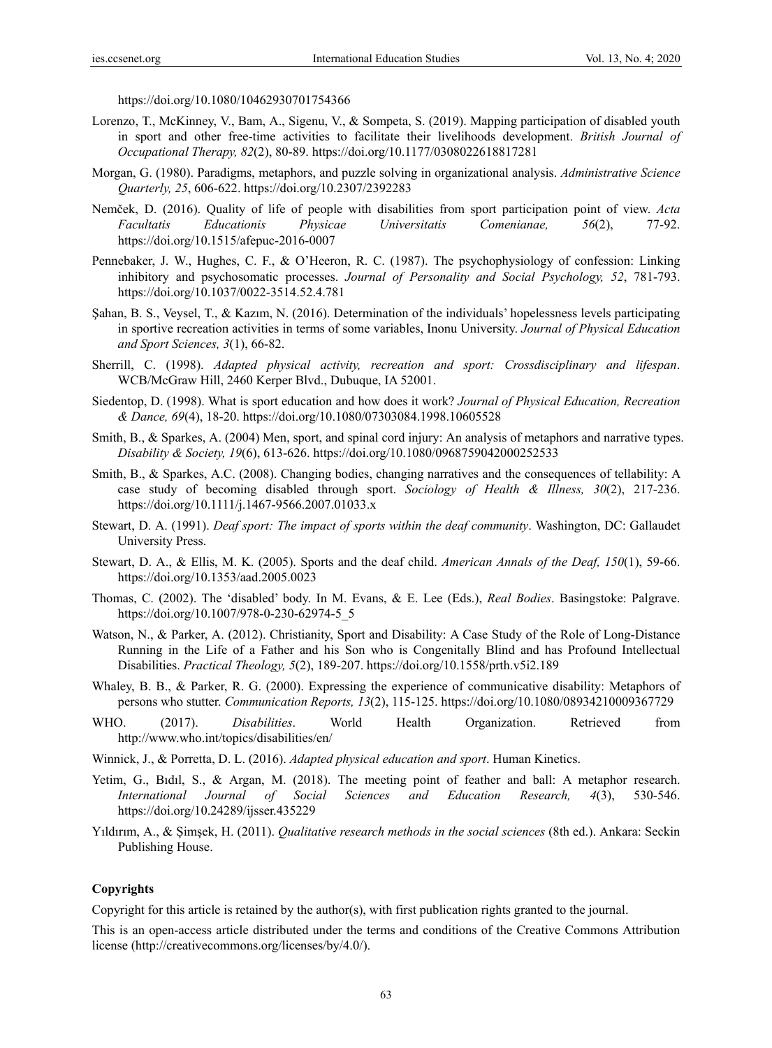https://doi.org/10.1080/10462930701754366

Lorenzo, T., McKinney, V., Bam, A., Sigenu, V., & Sompeta, S. (2019). Mapping participation of disabled youth in sport and other free-time activities to facilitate their livelihoods development. *British Journal of Occupational Therapy, 82*(2), 80-89. https://doi.org/10.1177/0308022618817281

Morgan, G. (1980). Paradigms, metaphors, and puzzle solving in organizational analysis. *Administrative Science Quarterly, 25*, 606-622. https://doi.org/10.2307/2392283

Nemček, D. (2016). Quality of life of people with disabilities from sport participation point of view. *Acta Facultatis Educationis Physicae Universitatis Comenianae, 56*(2), 77-92. https://doi.org/10.1515/afepuc-2016-0007

Pennebaker, J. W., Hughes, C. F., & O'Heeron, R. C. (1987). The psychophysiology of confession: Linking inhibitory and psychosomatic processes. *Journal of Personality and Social Psychology, 52*, 781-793. https://doi.org/10.1037/0022-3514.52.4.781

Şahan, B. S., Veysel, T., & Kazım, N. (2016). Determination of the individuals' hopelessness levels participating in sportive recreation activities in terms of some variables, Inonu University. *Journal of Physical Education and Sport Sciences, 3*(1), 66-82.

Sherrill, C. (1998). *Adapted physical activity, recreation and sport: Crossdisciplinary and lifespan*. WCB/McGraw Hill, 2460 Kerper Blvd., Dubuque, IA 52001.

Siedentop, D. (1998). What is sport education and how does it work? *Journal of Physical Education, Recreation & Dance, 69*(4), 18-20. https://doi.org/10.1080/07303084.1998.10605528

Smith, B., & Sparkes, A. (2004) Men, sport, and spinal cord injury: An analysis of metaphors and narrative types. *Disability & Society, 19*(6), 613-626. https://doi.org/10.1080/0968759042000252533

Smith, B., & Sparkes, A.C. (2008). Changing bodies, changing narratives and the consequences of tellability: A case study of becoming disabled through sport. *Sociology of Health & Illness, 30*(2), 217-236. https://doi.org/10.1111/j.1467-9566.2007.01033.x

Stewart, D. A. (1991). *Deaf sport: The impact of sports within the deaf community*. Washington, DC: Gallaudet University Press.

Stewart, D. A., & Ellis, M. K. (2005). Sports and the deaf child. *American Annals of the Deaf, 150*(1), 59-66. https://doi.org/10.1353/aad.2005.0023

Thomas, C. (2002). The 'disabled' body. In M. Evans, & E. Lee (Eds.), *Real Bodies*. Basingstoke: Palgrave. https://doi.org/10.1007/978-0-230-62974-5_5

Watson, N., & Parker, A. (2012). Christianity, Sport and Disability: A Case Study of the Role of Long-Distance Running in the Life of a Father and his Son who is Congenitally Blind and has Profound Intellectual Disabilities. *Practical Theology, 5*(2), 189-207. https://doi.org/10.1558/prth.v5i2.189

Whaley, B. B., & Parker, R. G. (2000). Expressing the experience of communicative disability: Metaphors of persons who stutter. *Communication Reports, 13*(2), 115-125. https://doi.org/10.1080/08934210009367729

WHO. (2017). *Disabilities*. World Health Organization. Retrieved from http://www.who.int/topics/disabilities/en/

Winnick, J., & Porretta, D. L. (2016). *Adapted physical education and sport*. Human Kinetics.

Yetim, G., Bıdıl, S., & Argan, M. (2018). The meeting point of feather and ball: A metaphor research. *International Journal of Social Sciences and Education Research, 4*(3), 530-546. https://doi.org/10.24289/ijsser.435229

Yıldırım, A., & Şimşek, H. (2011). *Qualitative research methods in the social sciences* (8th ed.). Ankara: Seckin Publishing House.

**Copyrights**

Copyright for this article is retained by the author(s), with first publication rights granted to the journal.

This is an open-access article distributed under the terms and conditions of the Creative Commons Attribution license (http://creativecommons.org/licenses/by/4.0/).